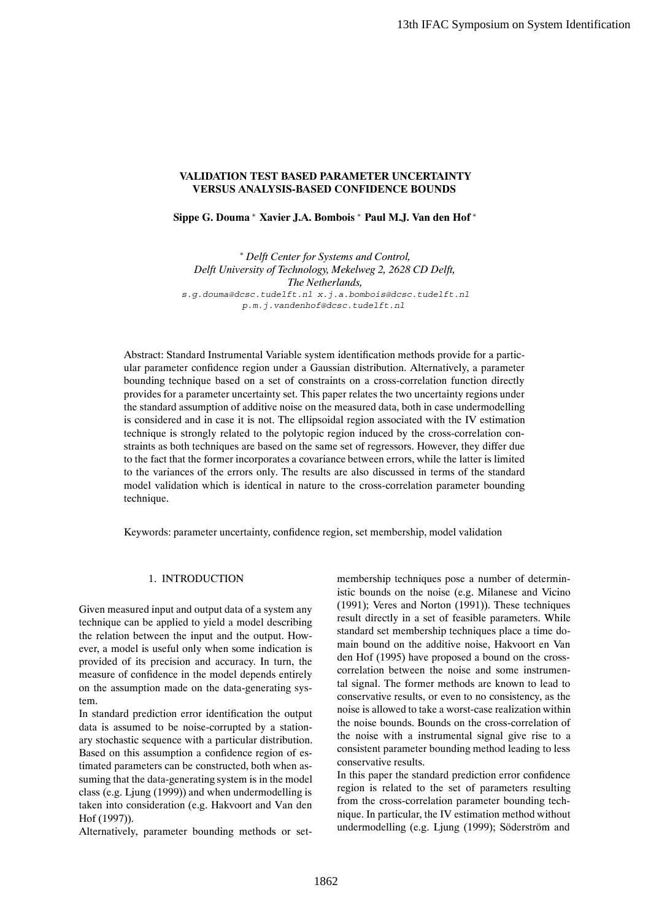# VALIDATION TEST BASED PARAMETER UNCERTAINTY VERSUS ANALYSIS-BASED CONFIDENCE BOUNDS

**Sippe G. Douma** [*] **Xavier J.A. Bombois** [*] **Paul M.J. Van den Hof** [*]

[*] *Delft Center for Systems and Control, Delft University of Technology, Mekelweg 2, 2628 CD Delft, The Netherlands,*
s.g.douma@dcsc.tudelft.nl x.j.a.bombois@dcsc.tudelft.nl p.m.j.vandenhof@dcsc.tudelft.nl

Abstract: Standard Instrumental Variable system identification methods provide for a particular parameter confidence region under a Gaussian distribution. Alternatively, a parameter bounding technique based on a set of constraints on a cross-correlation function directly provides for a parameter uncertainty set. This paper relates the two uncertainty regions under the standard assumption of additive noise on the measured data, both in case undermodelling is considered and in case it is not. The ellipsoidal region associated with the IV estimation technique is strongly related to the polytopic region induced by the cross-correlation constraints as both techniques are based on the same set of regressors. However, they differ due to the fact that the former incorporates a covariance between errors, while the latter is limited to the variances of the errors only. The results are also discussed in terms of the standard model validation which is identical in nature to the cross-correlation parameter bounding technique.

Keywords: parameter uncertainty, confidence region, set membership, model validation

## 1. INTRODUCTION

Given measured input and output data of a system any technique can be applied to yield a model describing the relation between the input and the output. However, a model is useful only when some indication is provided of its precision and accuracy. In turn, the measure of confidence in the model depends entirely on the assumption made on the data-generating system.

In standard prediction error identification the output data is assumed to be noise-corrupted by a stationary stochastic sequence with a particular distribution. Based on this assumption a confidence region of estimated parameters can be constructed, both when assuming that the data-generating system is in the model class (e.g. Ljung (1999)) and when undermodelling is taken into consideration (e.g. Hakvoort and Van den Hof (1997)).

Alternatively, parameter bounding methods or set-membership techniques pose a number of deterministic bounds on the noise (e.g. Milanese and Vicino (1991); Veres and Norton (1991)). These techniques result directly in a set of feasible parameters. While standard set membership techniques place a time domain bound on the additive noise, Hakvoort en Van den Hof (1995) have proposed a bound on the cross-correlation between the noise and some instrumental signal. The former methods are known to lead to conservative results, or even to no consistency, as the noise is allowed to take a worst-case realization within the noise bounds. Bounds on the cross-correlation of the noise with a instrumental signal give rise to a consistent parameter bounding method leading to less conservative results.

In this paper the standard prediction error confidence region is related to the set of parameters resulting from the cross-correlation parameter bounding technique. In particular, the IV estimation method without undermodelling (e.g. Ljung (1999); Söderström and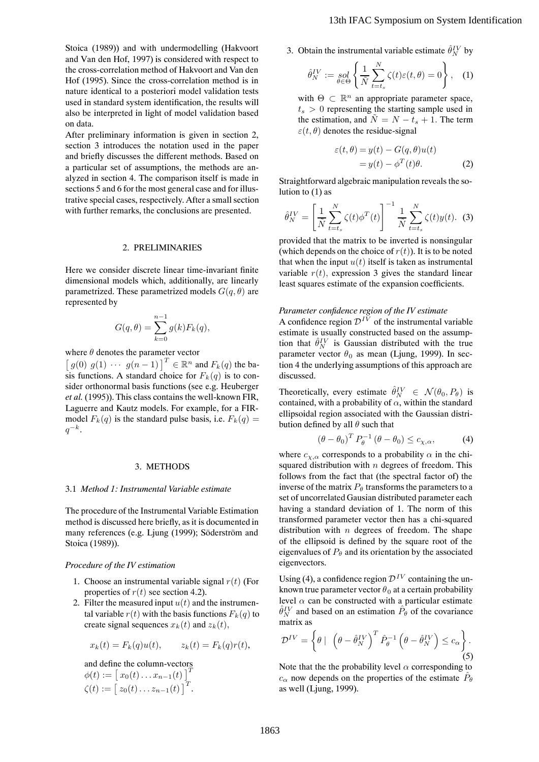Stoica (1989)) and with undermodelling (Hakvoort and Van den Hof, 1997) is considered with respect to the cross-correlation method of Hakvoort and Van den Hof (1995). Since the cross-correlation method is in nature identical to a posteriori model validation tests used in standard system identification, the results will also be interpreted in light of model validation based on data.

After preliminary information is given in section 2, section 3 introduces the notation used in the paper and briefly discusses the different methods. Based on a particular set of assumptions, the methods are analyzed in section 4. The comparison itself is made in sections 5 and 6 for the most general case and for illustrative special cases, respectively. After a small section with further remarks, the conclusions are presented.

## 2. PRELIMINARIES

Here we consider discrete linear time-invariant finite dimensional models which, additionally, are linearly parametrized. These parametrized models $G(q,\theta)$ are represented by

$$G(q,\theta) = \sum_{k=0}^{n-1} g(k) F_k(q),$$

where $\theta$ denotes the parameter vector $\left[\, g(0) \;\, g(1) \;\, \cdots \;\, g(n-1) \,\right]^T \in \mathbb{R}^n$ and $F_k(q)$ the basis functions. A standard choice for $F_k(q)$ is to consider orthonormal basis functions (see e.g. Heuberger *et al.* (1995)). This class contains the well-known FIR, Laguerre and Kautz models. For example, for a FIR-model $F_k(q)$ is the standard pulse basis, i.e. $F_k(q) = q^{-k}$.

## 3. METHODS

### 3.1 *Method 1: Instrumental Variable estimate*

The procedure of the Instrumental Variable Estimation method is discussed here briefly, as it is documented in many references (e.g. Ljung (1999); Söderström and Stoica (1989)).

*Procedure of the IV estimation*

1. Choose an instrumental variable signal $r(t)$ (For properties of $r(t)$ see section 4.2).
2. Filter the measured input $u(t)$ and the instrumental variable $r(t)$ with the basis functions $F_k(q)$ to create signal sequences $x_k(t)$ and $z_k(t)$,

$$x_k(t) = F_k(q)u(t), \qquad z_k(t) = F_k(q)r(t),$$

   and define the column-vectors
   $\phi(t) := \left[\, x_0(t) \ldots x_{n-1}(t) \,\right]^T$
   $\zeta(t) := \left[\, z_0(t) \ldots z_{n-1}(t) \,\right]^T$.

3. Obtain the instrumental variable estimate $\hat{\theta}_N^{IV}$ by

$$\hat{\theta}_N^{IV} := \underset{\theta\in\Theta}{sol} \left\{ \frac{1}{\tilde{N}} \sum_{t=t_s}^{N} \zeta(t)\varepsilon(t,\theta) = 0 \right\}, \quad (1)$$

   with $\Theta \subset \mathbb{R}^n$ an appropriate parameter space, $t_s > 0$ representing the starting sample used in the estimation, and $\tilde{N} = N - t_s + 1$. The term $\varepsilon(t,\theta)$ denotes the residue-signal

$$\begin{aligned} \varepsilon(t,\theta) &= y(t) - G(q,\theta)u(t) \\ &= y(t) - \phi^T(t)\theta. \end{aligned} \quad (2)$$

Straightforward algebraic manipulation reveals the solution to (1) as

$$\hat{\theta}_N^{IV} = \left[ \frac{1}{\tilde{N}} \sum_{t=t_s}^{N} \zeta(t)\phi^T(t) \right]^{-1} \frac{1}{\tilde{N}} \sum_{t=t_s}^{N} \zeta(t)y(t). \quad (3)$$

provided that the matrix to be inverted is nonsingular (which depends on the choice of $r(t)$). It is to be noted that when the input $u(t)$ itself is taken as instrumental variable $r(t)$, expression 3 gives the standard linear least squares estimate of the expansion coefficients.

*Parameter confidence region of the IV estimate*

A confidence region $\mathcal{D}^{IV}$ of the instrumental variable estimate is usually constructed based on the assumption that $\hat{\theta}_N^{IV}$ is Gaussian distributed with the true parameter vector $\theta_0$ as mean (Ljung, 1999). In section 4 the underlying assumptions of this approach are discussed.

Theoretically, every estimate $\hat{\theta}_N^{IV} \in \mathcal{N}(\theta_0, P_\theta)$ is contained, with a probability of $\alpha$, within the standard ellipsoidal region associated with the Gaussian distribution defined by all $\theta$ such that

$$\left(\theta - \theta_0\right)^T P_\theta^{-1} \left(\theta - \theta_0\right) \leq c_{\chi,\alpha}, \quad (4)$$

where $c_{\chi,\alpha}$ corresponds to a probability $\alpha$ in the chi-squared distribution with $n$ degrees of freedom. This follows from the fact that (the spectral factor of) the inverse of the matrix $P_\theta$ transforms the parameters to a set of uncorrelated Gausian distributed parameter each having a standard deviation of 1. The norm of this transformed parameter vector then has a chi-squared distribution with $n$ degrees of freedom. The shape of the ellipsoid is defined by the square root of the eigenvalues of $P_\theta$ and its orientation by the associated eigenvectors.

Using (4), a confidence region $\mathcal{D}^{IV}$ containing the unknown true parameter vector $\theta_0$ at a certain probability level $\alpha$ can be constructed with a particular estimate $\hat{\theta}_N^{IV}$ and based on an estimation $\hat{P}_\theta$ of the covariance matrix as

$$\mathcal{D}^{IV} = \left\{ \theta \mid \; \left(\theta - \hat{\theta}_N^{IV}\right)^T \hat{P}_\theta^{-1} \left(\theta - \hat{\theta}_N^{IV}\right) \leq c_\alpha \right\}. \quad (5)$$

Note that the the probability level $\alpha$ corresponding to $c_\alpha$ now depends on the properties of the estimate $\hat{P}_\theta$ as well (Ljung, 1999).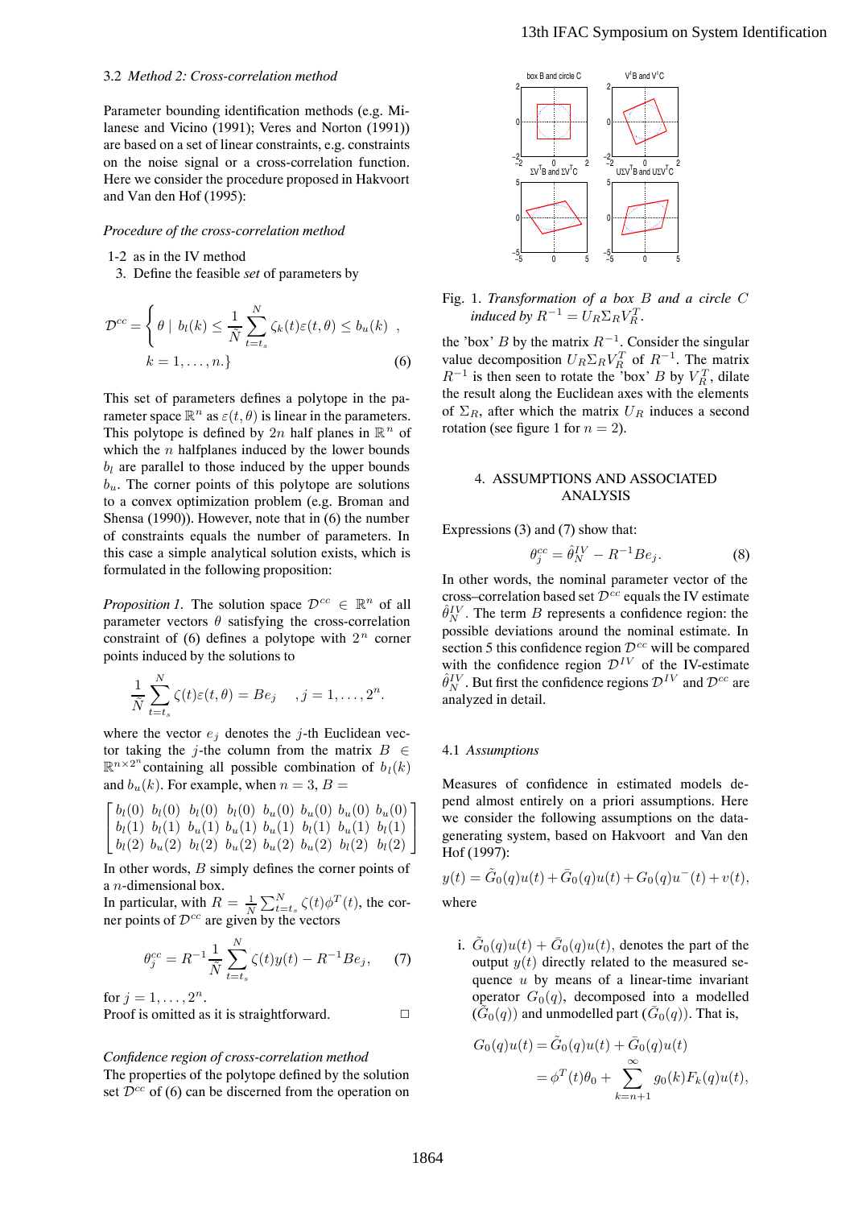### 3.2 *Method 2: Cross-correlation method*

Parameter bounding identification methods (e.g. Milanese and Vicino (1991); Veres and Norton (1991)) are based on a set of linear constraints, e.g. constraints on the noise signal or a cross-correlation function. Here we consider the procedure proposed in Hakvoort and Van den Hof (1995):

*Procedure of the cross-correlation method*

1-2 as in the IV method

3. Define the feasible *set* of parameters by

$$\mathcal{D}^{cc} = \left\{ \theta \mid b_l(k) \leq \frac{1}{N}\sum_{t=t_s}^{N} \zeta_k(t)\varepsilon(t,\theta) \leq b_u(k) \right. , \quad k = 1,\ldots,n.\} \tag{6}$$

This set of parameters defines a polytope in the parameter space $\mathbb{R}^n$ as $\varepsilon(t,\theta)$ is linear in the parameters. This polytope is defined by $2n$ half planes in $\mathbb{R}^n$ of which the $n$ halfplanes induced by the lower bounds $b_l$ are parallel to those induced by the upper bounds $b_u$. The corner points of this polytope are solutions to a convex optimization problem (e.g. Broman and Shensa (1990)). However, note that in (6) the number of constraints equals the number of parameters. In this case a simple analytical solution exists, which is formulated in the following proposition:

*Proposition 1.* The solution space $\mathcal{D}^{cc} \in \mathbb{R}^n$ of all parameter vectors $\theta$ satisfying the cross-correlation constraint of (6) defines a polytope with $2^n$ corner points induced by the solutions to

$$\frac{1}{N}\sum_{t=t_s}^{N} \zeta(t)\varepsilon(t,\theta) = Be_j \quad ,j = 1,\ldots,2^n.$$

where the vector $e_j$ denotes the $j$-th Euclidean vector taking the $j$-the column from the matrix $B \in \mathbb{R}^{n\times 2^n}$ containing all possible combination of $b_l(k)$ and $b_u(k)$. For example, when $n = 3$, $B =$

$$\begin{bmatrix} b_l(0) & b_l(0) & b_l(0) & b_l(0) & b_u(0) & b_u(0) & b_u(0) & b_u(0) \\ b_l(1) & b_l(1) & b_u(1) & b_u(1) & b_u(1) & b_l(1) & b_u(1) & b_l(1) \\ b_l(2) & b_u(2) & b_l(2) & b_u(2) & b_u(2) & b_u(2) & b_l(2) & b_l(2) \end{bmatrix}$$

In other words, $B$ simply defines the corner points of a $n$-dimensional box.
In particular, with $R = \frac{1}{N}\sum_{t=t_s}^{N} \zeta(t)\phi^T(t)$, the corner points of $\mathcal{D}^{cc}$ are given by the vectors

$$\theta_j^{cc} = R^{-1}\frac{1}{N}\sum_{t=t_s}^{N} \zeta(t)y(t) - R^{-1}Be_j, \tag{7}$$

for $j = 1,\ldots,2^n$.
Proof is omitted as it is straightforward. □

*Confidence region of cross-correlation method*
The properties of the polytope defined by the solution set $\mathcal{D}^{cc}$ of (6) can be discerned from the operation on the 'box' $B$ by the matrix $R^{-1}$. Consider the singular value decomposition $U_R\Sigma_R V_R^T$ of $R^{-1}$. The matrix $R^{-1}$ is then seen to rotate the 'box' $B$ by $V_R^T$, dilate the result along the Euclidean axes with the elements of $\Sigma_R$, after which the matrix $U_R$ induces a second rotation (see figure 1 for $n = 2$).

Fig. 1. *Transformation of a box $B$ and a circle $C$ induced by $R^{-1} = U_R\Sigma_R V_R^T$.*

## 4. ASSUMPTIONS AND ASSOCIATED ANALYSIS

Expressions (3) and (7) show that:

$$\theta_j^{cc} = \hat{\theta}_N^{IV} - R^{-1}Be_j. \tag{8}$$

In other words, the nominal parameter vector of the cross–correlation based set $\mathcal{D}^{cc}$ equals the IV estimate $\hat{\theta}_N^{IV}$. The term $B$ represents a confidence region: the possible deviations around the nominal estimate. In section 5 this confidence region $\mathcal{D}^{cc}$ will be compared with the confidence region $\mathcal{D}^{IV}$ of the IV-estimate $\hat{\theta}_N^{IV}$. But first the confidence regions $\mathcal{D}^{IV}$ and $\mathcal{D}^{cc}$ are analyzed in detail.

### 4.1 *Assumptions*

Measures of confidence in estimated models depend almost entirely on a priori assumptions. Here we consider the following assumptions on the data-generating system, based on Hakvoort and Van den Hof (1997):

$$y(t) = \tilde{G}_0(q)u(t) + \bar{G}_0(q)u(t) + G_0(q)u^-(t) + v(t),$$

where

i. $\tilde{G}_0(q)u(t) + \bar{G}_0(q)u(t)$, denotes the part of the output $y(t)$ directly related to the measured sequence $u$ by means of a linear-time invariant operator $G_0(q)$, decomposed into a modelled ($\tilde{G}_0(q)$) and unmodelled part ($\bar{G}_0(q)$). That is,

$$\begin{aligned} G_0(q)u(t) &= \tilde{G}_0(q)u(t) + \bar{G}_0(q)u(t) \\ &= \phi^T(t)\theta_0 + \sum_{k=n+1}^{\infty} g_0(k)F_k(q)u(t), \end{aligned}$$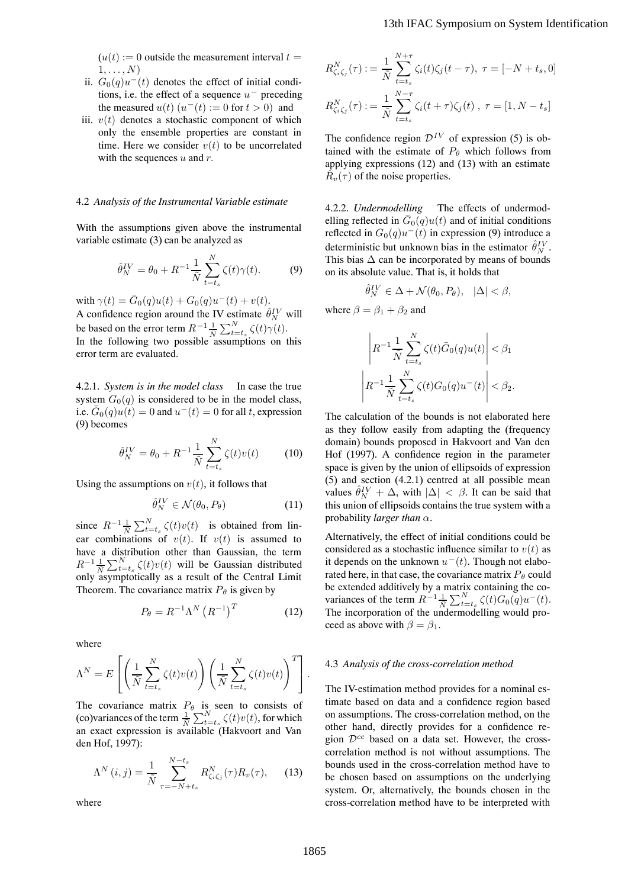($u(t) := 0$ outside the measurement interval $t = 1, \ldots, N$)

ii. $G_0(q)u^-(t)$ denotes the effect of initial conditions, i.e. the effect of a sequence $u^-$ preceding the measured $u(t)$ ($u^-(t) := 0$ for $t > 0$) and

iii. $v(t)$ denotes a stochastic component of which only the ensemble properties are constant in time. Here we consider $v(t)$ to be uncorrelated with the sequences $u$ and $r$.

### 4.2 *Analysis of the Instrumental Variable estimate*

With the assumptions given above the instrumental variable estimate (3) can be analyzed as

$$\hat{\theta}_N^{IV} = \theta_0 + R^{-1}\frac{1}{\bar{N}}\sum_{t=t_s}^{N}\zeta(t)\gamma(t). \qquad (9)$$

with $\gamma(t) = \bar{G}_0(q)u(t) + G_0(q)u^-(t) + v(t)$.
A confidence region around the IV estimate $\hat{\theta}_N^{IV}$ will be based on the error term $R^{-1}\frac{1}{\bar{N}}\sum_{t=t_s}^{N}\zeta(t)\gamma(t)$.
In the following two possible assumptions on this error term are evaluated.

4.2.1. *System is in the model class* In case the true system $G_0(q)$ is considered to be in the model class, i.e. $\bar{G}_0(q)u(t) = 0$ and $u^-(t) = 0$ for all $t$, expression (9) becomes

$$\hat{\theta}_N^{IV} = \theta_0 + R^{-1}\frac{1}{\bar{N}}\sum_{t=t_s}^{N}\zeta(t)v(t) \qquad (10)$$

Using the assumptions on $v(t)$, it follows that

$$\hat{\theta}_N^{IV} \in \mathcal{N}(\theta_0, P_\theta) \qquad (11)$$

since $R^{-1}\frac{1}{\bar{N}}\sum_{t=t_s}^{N}\zeta(t)v(t)$ is obtained from linear combinations of $v(t)$. If $v(t)$ is assumed to have a distribution other than Gaussian, the term $R^{-1}\frac{1}{\bar{N}}\sum_{t=t_s}^{N}\zeta(t)v(t)$ will be Gaussian distributed only asymptotically as a result of the Central Limit Theorem. The covariance matrix $P_\theta$ is given by

$$P_\theta = R^{-1}\Lambda^N\left(R^{-1}\right)^T \qquad (12)$$

where

$$\Lambda^N = E\left[\left(\frac{1}{\bar{N}}\sum_{t=t_s}^{N}\zeta(t)v(t)\right)\left(\frac{1}{\bar{N}}\sum_{t=t_s}^{N}\zeta(t)v(t)\right)^T\right].$$

The covariance matrix $P_\theta$ is seen to consists of (co)variances of the term $\frac{1}{\bar{N}}\sum_{t=t_s}^{N}\zeta(t)v(t)$, for which an exact expression is available (Hakvoort and Van den Hof, 1997):

$$\Lambda^N(i,j) = \frac{1}{\bar{N}}\sum_{\tau=-N+t_s}^{N-t_s} R_{\zeta_i\zeta_j}^N(\tau)R_v(\tau), \qquad (13)$$

where

$$R_{\zeta_i\zeta_j}^N(\tau) := \frac{1}{\bar{N}}\sum_{t=t_s}^{N+\tau}\zeta_i(t)\zeta_j(t-\tau),\ \tau = [-N+t_s, 0]$$

$$R_{\zeta_i\zeta_j}^N(\tau) := \frac{1}{\bar{N}}\sum_{t=t_s}^{N-\tau}\zeta_i(t+\tau)\zeta_j(t)\ ,\ \tau = [1, N-t_s]$$

The confidence region $\mathcal{D}^{IV}$ of expression (5) is obtained with the estimate of $P_\theta$ which follows from applying expressions (12) and (13) with an estimate $\hat{R}_v(\tau)$ of the noise properties.

4.2.2. *Undermodelling* The effects of undermodelling reflected in $\bar{G}_0(q)u(t)$ and of initial conditions reflected in $G_0(q)u^-(t)$ in expression (9) introduce a deterministic but unknown bias in the estimator $\hat{\theta}_N^{IV}$. This bias $\Delta$ can be incorporated by means of bounds on its absolute value. That is, it holds that

$$\hat{\theta}_N^{IV} \in \Delta + \mathcal{N}(\theta_0, P_\theta), \quad |\Delta| < \beta,$$

where $\beta = \beta_1 + \beta_2$ and

$$\left|R^{-1}\frac{1}{\bar{N}}\sum_{t=t_s}^{N}\zeta(t)\bar{G}_0(q)u(t)\right| < \beta_1$$

$$\left|R^{-1}\frac{1}{\bar{N}}\sum_{t=t_s}^{N}\zeta(t)G_0(q)u^-(t)\right| < \beta_2.$$

The calculation of the bounds is not elaborated here as they follow easily from adapting the (frequency domain) bounds proposed in Hakvoort and Van den Hof (1997). A confidence region in the parameter space is given by the union of ellipsoids of expression (5) and section (4.2.1) centred at all possible mean values $\hat{\theta}_N^{IV} + \Delta$, with $|\Delta| < \beta$. It can be said that this union of ellipsoids contains the true system with a probability *larger than* $\alpha$.

Alternatively, the effect of initial conditions could be considered as a stochastic influence similar to $v(t)$ as it depends on the unknown $u^-(t)$. Though not elaborated here, in that case, the covariance matrix $P_\theta$ could be extended additively by a matrix containing the covariances of the term $R^{-1}\frac{1}{\bar{N}}\sum_{t=t_s}^{N}\zeta(t)G_0(q)u^-(t)$. The incorporation of the undermodelling would proceed as above with $\beta = \beta_1$.

### 4.3 *Analysis of the cross-correlation method*

The IV-estimation method provides for a nominal estimate based on data and a confidence region based on assumptions. The cross-correlation method, on the other hand, directly provides for a confidence region $\mathcal{D}^{cc}$ based on a data set. However, the cross-correlation method is not without assumptions. The bounds used in the cross-correlation method have to be chosen based on assumptions on the underlying system. Or, alternatively, the bounds chosen in the cross-correlation method have to be interpreted with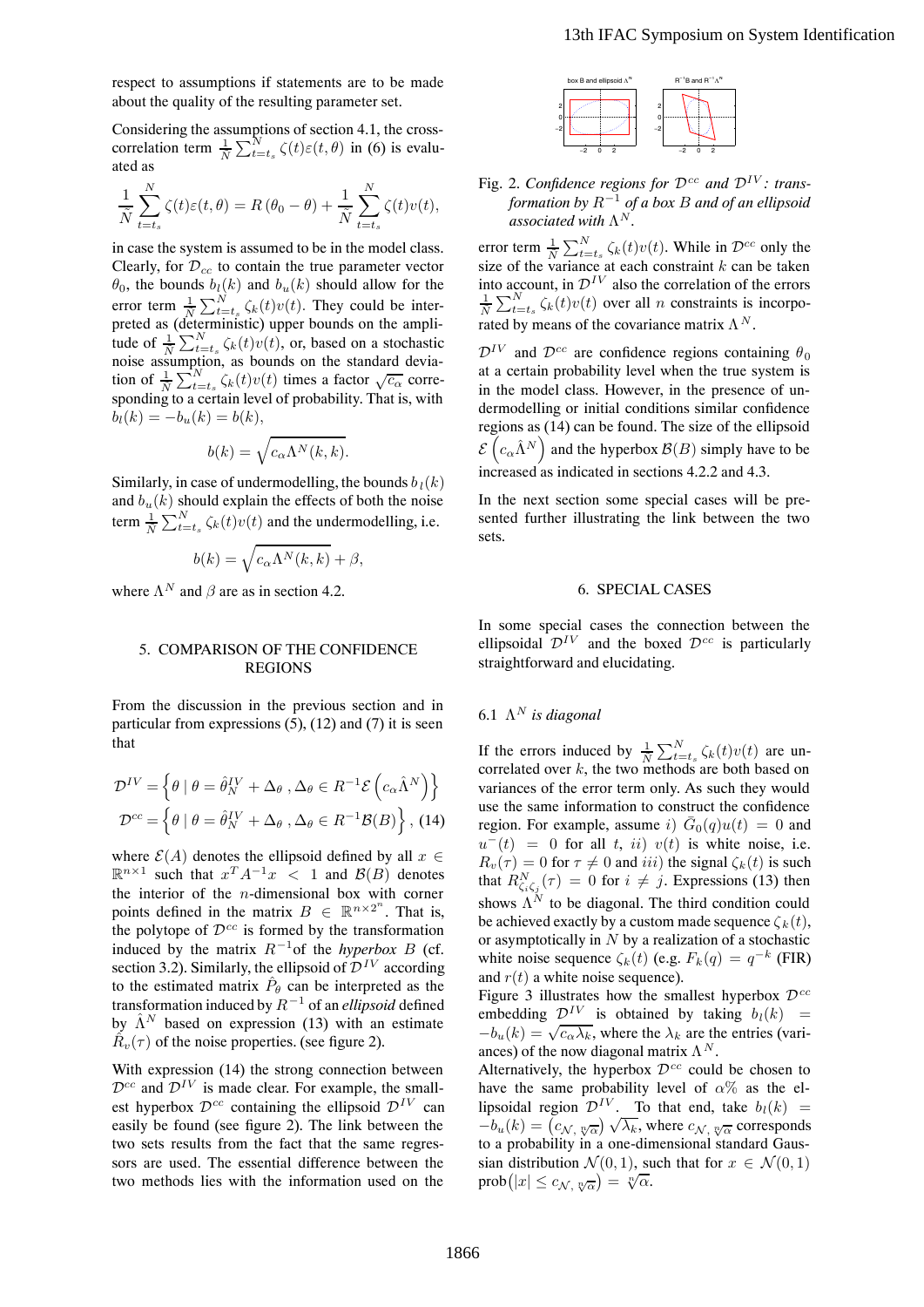respect to assumptions if statements are to be made about the quality of the resulting parameter set.

Considering the assumptions of section 4.1, the cross-correlation term $\frac{1}{N}\sum_{t=t_s}^{N}\zeta(t)\varepsilon(t,\theta)$ in (6) is evaluated as

$$\frac{1}{N}\sum_{t=t_s}^{N}\zeta(t)\varepsilon(t,\theta) = R\,(\theta_0 - \theta) + \frac{1}{N}\sum_{t=t_s}^{N}\zeta(t)v(t),$$

in case the system is assumed to be in the model class. Clearly, for $\mathcal{D}_{cc}$ to contain the true parameter vector $\theta_0$, the bounds $b_l(k)$ and $b_u(k)$ should allow for the error term $\frac{1}{N}\sum_{t=t_s}^{N}\zeta_k(t)v(t)$. They could be interpreted as (deterministic) upper bounds on the amplitude of $\frac{1}{N}\sum_{t=t_s}^{N}\zeta_k(t)v(t)$, or, based on a stochastic noise assumption, as bounds on the standard deviation of $\frac{1}{N}\sum_{t=t_s}^{N}\zeta_k(t)v(t)$ times a factor $\sqrt{c_\alpha}$ corresponding to a certain level of probability. That is, with $b_l(k) = -b_u(k) = b(k)$,

$$b(k) = \sqrt{c_\alpha \Lambda^N(k,k)}.$$

Similarly, in case of undermodelling, the bounds $b_l(k)$ and $b_u(k)$ should explain the effects of both the noise term $\frac{1}{N}\sum_{t=t_s}^{N}\zeta_k(t)v(t)$ and the undermodelling, i.e.

$$b(k) = \sqrt{c_\alpha \Lambda^N(k,k)} + \beta,$$

where $\Lambda^N$ and $\beta$ are as in section 4.2.

## 5. COMPARISON OF THE CONFIDENCE REGIONS

From the discussion in the previous section and in particular from expressions (5), (12) and (7) it is seen that

$$\mathcal{D}^{IV} = \left\{\theta \mid \theta = \hat{\theta}_N^{IV} + \Delta_\theta \;, \Delta_\theta \in R^{-1}\mathcal{E}\left(c_\alpha \hat{\Lambda}^N\right)\right\}$$
$$\mathcal{D}^{cc} = \left\{\theta \mid \theta = \hat{\theta}_N^{IV} + \Delta_\theta \;, \Delta_\theta \in R^{-1}\mathcal{B}(B)\right\}, \quad (14)$$

where $\mathcal{E}(A)$ denotes the ellipsoid defined by all $x \in \mathbb{R}^{n\times 1}$ such that $x^T A^{-1} x < 1$ and $\mathcal{B}(B)$ denotes the interior of the $n$-dimensional box with corner points defined in the matrix $B \in \mathbb{R}^{n\times 2^n}$. That is, the polytope of $\mathcal{D}^{cc}$ is formed by the transformation induced by the matrix $R^{-1}$of the *hyperbox* $B$ (cf. section 3.2). Similarly, the ellipsoid of $\mathcal{D}^{IV}$ according to the estimated matrix $\hat{P}_\theta$ can be interpreted as the transformation induced by $R^{-1}$ of an *ellipsoid* defined by $\hat{\Lambda}^N$ based on expression (13) with an estimate $\hat{R}_v(\tau)$ of the noise properties. (see figure 2).

With expression (14) the strong connection between $\mathcal{D}^{cc}$ and $\mathcal{D}^{IV}$ is made clear. For example, the smallest hyperbox $\mathcal{D}^{cc}$ containing the ellipsoid $\mathcal{D}^{IV}$ can easily be found (see figure 2). The link between the two sets results from the fact that the same regressors are used. The essential difference between the two methods lies with the information used on the error term $\frac{1}{N}\sum_{t=t_s}^{N}\zeta_k(t)v(t)$. While in $\mathcal{D}^{cc}$ only the size of the variance at each constraint $k$ can be taken into account, in $\mathcal{D}^{IV}$ also the correlation of the errors $\frac{1}{N}\sum_{t=t_s}^{N}\zeta_k(t)v(t)$ over all $n$ constraints is incorporated by means of the covariance matrix $\Lambda^N$.

Fig. 2. *Confidence regions for $\mathcal{D}^{cc}$ and $\mathcal{D}^{IV}$: transformation by $R^{-1}$ of a box $B$ and of an ellipsoid associated with $\Lambda^N$.*

$\mathcal{D}^{IV}$ and $\mathcal{D}^{cc}$ are confidence regions containing $\theta_0$ at a certain probability level when the true system is in the model class. However, in the presence of undermodelling or initial conditions similar confidence regions as (14) can be found. The size of the ellipsoid $\mathcal{E}\left(c_\alpha \hat{\Lambda}^N\right)$ and the hyperbox $\mathcal{B}(B)$ simply have to be increased as indicated in sections 4.2.2 and 4.3.

In the next section some special cases will be presented further illustrating the link between the two sets.

## 6. SPECIAL CASES

In some special cases the connection between the ellipsoidal $\mathcal{D}^{IV}$ and the boxed $\mathcal{D}^{cc}$ is particularly straightforward and elucidating.

### 6.1 $\Lambda^N$ *is diagonal*

If the errors induced by $\frac{1}{N}\sum_{t=t_s}^{N}\zeta_k(t)v(t)$ are uncorrelated over $k$, the two methods are both based on variances of the error term only. As such they would use the same information to construct the confidence region. For example, assume $i)$ $\bar{G}_0(q)u(t) = 0$ and $u^-(t) = 0$ for all $t$, $ii)$ $v(t)$ is white noise, i.e. $R_v(\tau) = 0$ for $\tau \neq 0$ and $iii)$ the signal $\zeta_k(t)$ is such that $R^N_{\zeta_i\zeta_j}(\tau) = 0$ for $i \neq j$. Expressions (13) then shows $\Lambda^N$ to be diagonal. The third condition could be achieved exactly by a custom made sequence $\zeta_k(t)$, or asymptotically in $N$ by a realization of a stochastic white noise sequence $\zeta_k(t)$ (e.g. $F_k(q) = q^{-k}$ (FIR) and $r(t)$ a white noise sequence).

Figure 3 illustrates how the smallest hyperbox $\mathcal{D}^{cc}$ embedding $\mathcal{D}^{IV}$ is obtained by taking $b_l(k) = -b_u(k) = \sqrt{c_\alpha \lambda_k}$, where the $\lambda_k$ are the entries (variances) of the now diagonal matrix $\Lambda^N$.

Alternatively, the hyperbox $\mathcal{D}^{cc}$ could be chosen to have the same probability level of $\alpha\%$ as the ellipsoidal region $\mathcal{D}^{IV}$. To that end, take $b_l(k) = -b_u(k) = \left(c_{\mathcal{N},\sqrt[n]{\alpha}}\right)\sqrt{\lambda_k}$, where $c_{\mathcal{N},\sqrt[n]{\alpha}}$ corresponds to a probability in a one-dimensional standard Gaussian distribution $\mathcal{N}(0,1)$, such that for $x \in \mathcal{N}(0,1)$ $\text{prob}\big(|x| \le c_{\mathcal{N},\sqrt[n]{\alpha}}\big) = \sqrt[n]{\alpha}$.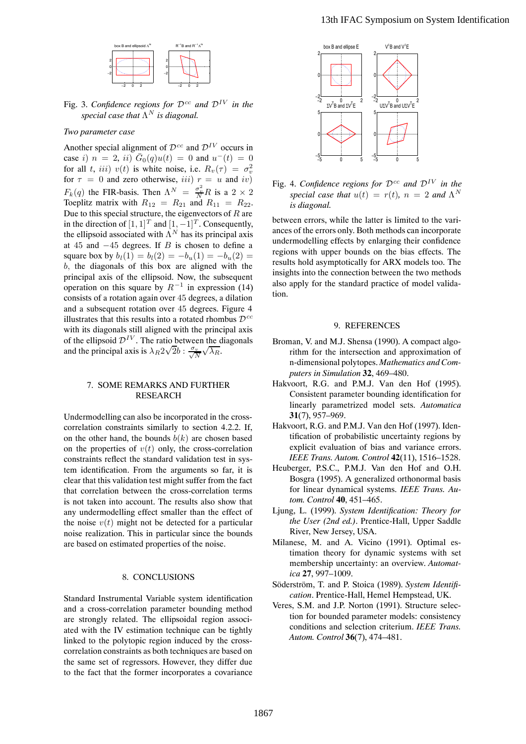box B and ellipsoid $\Lambda^N$

$R^{-1}$B and $R^{-1}\Lambda^N$

2
0
−2
−2 0 2

Fig. 3. *Confidence regions for $\mathcal{D}^{cc}$ and $\mathcal{D}^{IV}$ in the special case that $\Lambda^N$ is diagonal.*

*Two parameter case*

Another special alignment of $\mathcal{D}^{cc}$ and $\mathcal{D}^{IV}$ occurs in case $i)$ $n = 2$, $ii)$ $\bar{G}_0(q)u(t) = 0$ and $u^-(t) = 0$ for all $t$, $iii)$ $v(t)$ is white noise, i.e. $R_v(\tau) = \sigma_v^2$ for $\tau = 0$ and zero otherwise, $iii)$ $r = u$ and $iv)$ $F_k(q)$ the FIR-basis. Then $\Lambda^N = \frac{\sigma_v^2}{N}R$ is a $2\times 2$ Toeplitz matrix with $R_{12} = R_{21}$ and $R_{11} = R_{22}$. Due to this special structure, the eigenvectors of $R$ are in the direction of $[1,1]^T$ and $[1,-1]^T$. Consequently, the ellipsoid associated with $\Lambda^N$ has its principal axis at 45 and $-45$ degrees. If $B$ is chosen to define a square box by $b_l(1) = b_l(2) = -b_u(1) = -b_u(2) = b$, the diagonals of this box are aligned with the principal axis of the ellipsoid. Now, the subsequent operation on this square by $R^{-1}$ in expression (14) consists of a rotation again over 45 degrees, a dilation and a subsequent rotation over 45 degrees. Figure 4 illustrates that this results into a rotated rhombus $\mathcal{D}^{cc}$ with its diagonals still aligned with the principal axis of the ellipsoid $\mathcal{D}^{IV}$. The ratio between the diagonals and the principal axis is $\lambda_R 2\sqrt{2}b : \frac{\sigma_v}{\sqrt{N}}\sqrt{\lambda_R}$.

## 7. SOME REMARKS AND FURTHER RESEARCH

Undermodelling can also be incorporated in the cross-correlation constraints similarly to section 4.2.2. If, on the other hand, the bounds $b(k)$ are chosen based on the properties of $v(t)$ only, the cross-correlation constraints reflect the standard validation test in system identification. From the arguments so far, it is clear that this validation test might suffer from the fact that correlation between the cross-correlation terms is not taken into account. The results also show that any undermodelling effect smaller than the effect of the noise $v(t)$ might not be detected for a particular noise realization. This in particular since the bounds are based on estimated properties of the noise.

## 8. CONCLUSIONS

Standard Instrumental Variable system identification and a cross-correlation parameter bounding method are strongly related. The ellipsoidal region associated with the IV estimation technique can be tightly linked to the polytopic region induced by the cross-correlation constraints as both techniques are based on the same set of regressors. However, they differ due to the fact that the former incorporates a covariance between errors, while the latter is limited to the variances of the errors only. Both methods can incorporate undermodelling effects by enlarging their confidence regions with upper bounds on the bias effects. The results hold asymptotically for ARX models too. The insights into the connection between the two methods also apply for the standard practice of model validation.

box B and ellipse E

$V^tB$ and $V^tE$

$\Sigma V^TB$ and $\Sigma V^TE$

$U\Sigma V^TB$ and $U\Sigma V^TE$

2
0
−2
−2 0 2
5
0
−5
−5 0 5

Fig. 4. *Confidence regions for $\mathcal{D}^{cc}$ and $\mathcal{D}^{IV}$ in the special case that $u(t) = r(t)$, $n = 2$ and $\Lambda^N$ is diagonal.*

## 9. REFERENCES

Broman, V. and M.J. Shensa (1990). A compact algorithm for the intersection and approximation of n-dimensional polytopes. *Mathematics and Computers in Simulation* **32**, 469–480.

Hakvoort, R.G. and P.M.J. Van den Hof (1995). Consistent parameter bounding identification for linearly parametrized model sets. *Automatica* **31**(7), 957–969.

Hakvoort, R.G. and P.M.J. Van den Hof (1997). Identification of probabilistic uncertainty regions by explicit evaluation of bias and variance errors. *IEEE Trans. Autom. Control* **42**(11), 1516–1528.

Heuberger, P.S.C., P.M.J. Van den Hof and O.H. Bosgra (1995). A generalized orthonormal basis for linear dynamical systems. *IEEE Trans. Autom. Control* **40**, 451–465.

Ljung, L. (1999). *System Identification: Theory for the User (2nd ed.)*. Prentice-Hall, Upper Saddle River, New Jersey, USA.

Milanese, M. and A. Vicino (1991). Optimal estimation theory for dynamic systems with set membership uncertainty: an overview. *Automatica* **27**, 997–1009.

Söderström, T. and P. Stoica (1989). *System Identification*. Prentice-Hall, Hemel Hempstead, UK.

Veres, S.M. and J.P. Norton (1991). Structure selection for bounded parameter models: consistency conditions and selection criterium. *IEEE Trans. Autom. Control* **36**(7), 474–481.